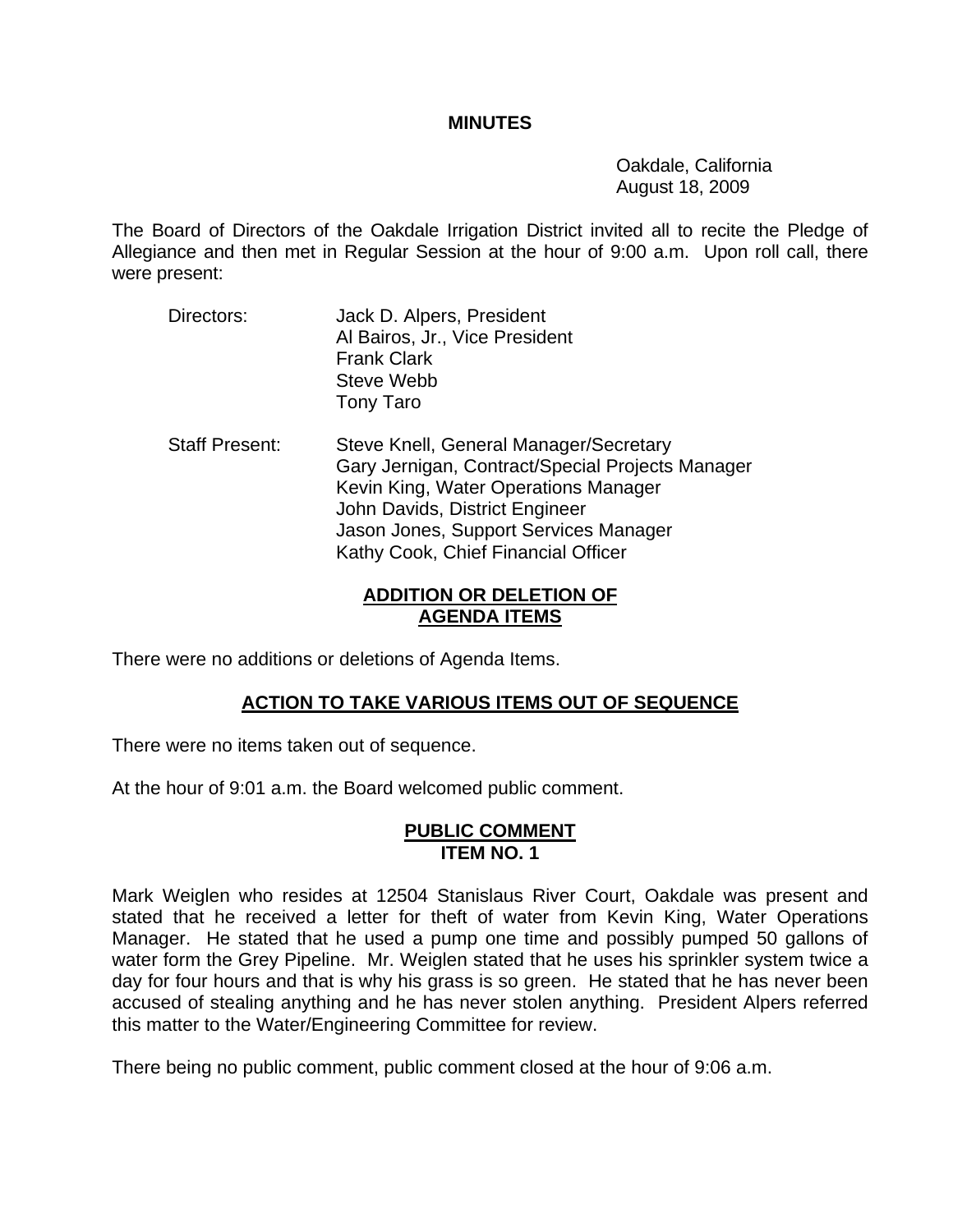**MINUTES**

Oakdale, California
August 18, 2009

The Board of Directors of the Oakdale Irrigation District invited all to recite the Pledge of Allegiance and then met in Regular Session at the hour of 9:00 a.m. Upon roll call, there were present:

Directors:
- Jack D. Alpers, President
- Al Bairos, Jr., Vice President
- Frank Clark
- Steve Webb
- Tony Taro

Staff Present:
- Steve Knell, General Manager/Secretary
- Gary Jernigan, Contract/Special Projects Manager
- Kevin King, Water Operations Manager
- John Davids, District Engineer
- Jason Jones, Support Services Manager
- Kathy Cook, Chief Financial Officer

## ADDITION OR DELETION OF AGENDA ITEMS

There were no additions or deletions of Agenda Items.

## ACTION TO TAKE VARIOUS ITEMS OUT OF SEQUENCE

There were no items taken out of sequence.

At the hour of 9:01 a.m. the Board welcomed public comment.

## PUBLIC COMMENT ITEM NO. 1

Mark Weiglen who resides at 12504 Stanislaus River Court, Oakdale was present and stated that he received a letter for theft of water from Kevin King, Water Operations Manager. He stated that he used a pump one time and possibly pumped 50 gallons of water form the Grey Pipeline. Mr. Weiglen stated that he uses his sprinkler system twice a day for four hours and that is why his grass is so green. He stated that he has never been accused of stealing anything and he has never stolen anything. President Alpers referred this matter to the Water/Engineering Committee for review.

There being no public comment, public comment closed at the hour of 9:06 a.m.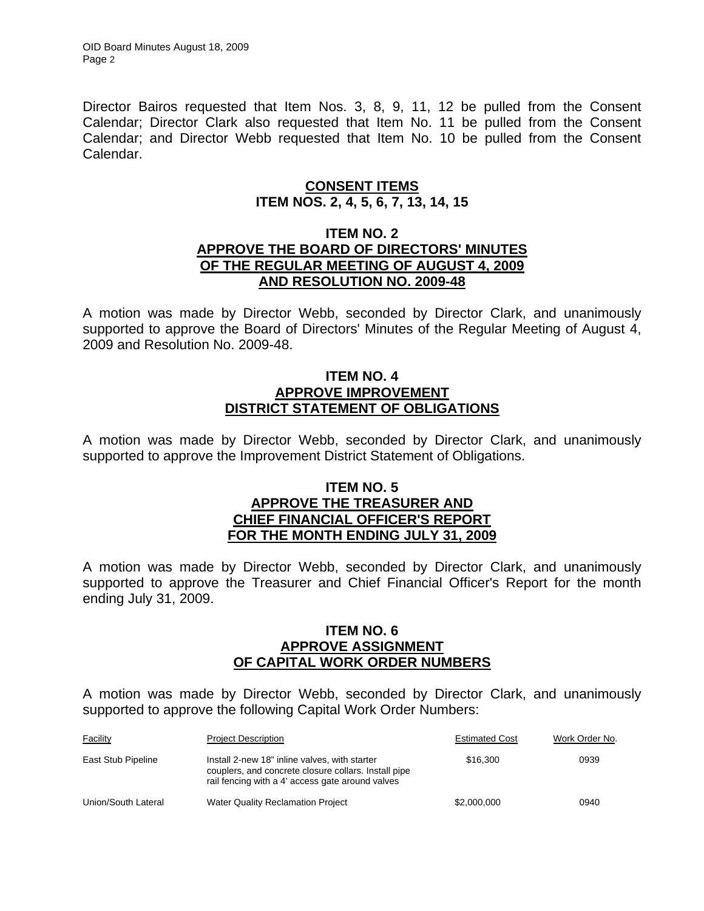Director Bairos requested that Item Nos. 3, 8, 9, 11, 12 be pulled from the Consent Calendar; Director Clark also requested that Item No. 11 be pulled from the Consent Calendar; and Director Webb requested that Item No. 10 be pulled from the Consent Calendar.

**CONSENT ITEMS**
**ITEM NOS. 2, 4, 5, 6, 7, 13, 14, 15**

**ITEM NO. 2**
**APPROVE THE BOARD OF DIRECTORS' MINUTES OF THE REGULAR MEETING OF AUGUST 4, 2009 AND RESOLUTION NO. 2009-48**

A motion was made by Director Webb, seconded by Director Clark, and unanimously supported to approve the Board of Directors' Minutes of the Regular Meeting of August 4, 2009 and Resolution No. 2009-48.

**ITEM NO. 4**
**APPROVE IMPROVEMENT DISTRICT STATEMENT OF OBLIGATIONS**

A motion was made by Director Webb, seconded by Director Clark, and unanimously supported to approve the Improvement District Statement of Obligations.

**ITEM NO. 5**
**APPROVE THE TREASURER AND CHIEF FINANCIAL OFFICER'S REPORT FOR THE MONTH ENDING JULY 31, 2009**

A motion was made by Director Webb, seconded by Director Clark, and unanimously supported to approve the Treasurer and Chief Financial Officer's Report for the month ending July 31, 2009.

**ITEM NO. 6**
**APPROVE ASSIGNMENT OF CAPITAL WORK ORDER NUMBERS**

A motion was made by Director Webb, seconded by Director Clark, and unanimously supported to approve the following Capital Work Order Numbers:

| Facility | Project Description | Estimated Cost | Work Order No. |
|---|---|---|---|
| East Stub Pipeline | Install 2-new 18" inline valves, with starter couplers, and concrete closure collars. Install pipe rail fencing with a 4' access gate around valves | $16,300 | 0939 |
| Union/South Lateral | Water Quality Reclamation Project | $2,000,000 | 0940 |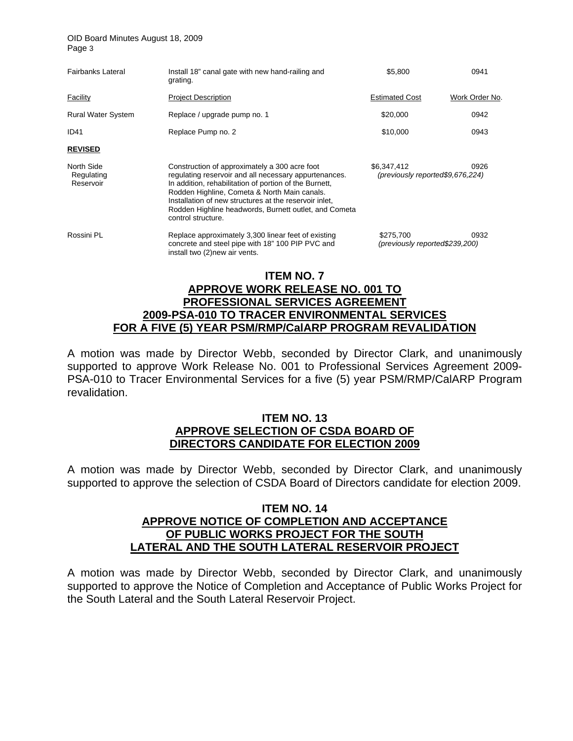| Facility | Project Description | Estimated Cost | Work Order No. |
|---|---|---|---|
| Fairbanks Lateral | Install 18" canal gate with new hand-railing and grating. | $5,800 | 0941 |
| Rural Water System | Replace / upgrade pump no. 1 | $20,000 | 0942 |
| ID41 | Replace Pump no. 2 | $10,000 | 0943 |

**REVISED**

| Facility | Project Description | Estimated Cost | Work Order No. |
|---|---|---|---|
| North Side Regulating Reservoir | Construction of approximately a 300 acre foot regulating reservoir and all necessary appurtenances. In addition, rehabilitation of portion of the Burnett, Rodden Highline, Cometa & North Main canals. Installation of new structures at the reservoir inlet, Rodden Highline headwords, Burnett outlet, and Cometa control structure. | $6,347,412 *(previously reported$9,676,224)* | 0926 |
| Rossini PL | Replace approximately 3,300 linear feet of existing concrete and steel pipe with 18" 100 PIP PVC and install two (2)new air vents. | $275,700 *(previously reported$239,200)* | 0932 |

## ITEM NO. 7
## APPROVE WORK RELEASE NO. 001 TO PROFESSIONAL SERVICES AGREEMENT 2009-PSA-010 TO TRACER ENVIRONMENTAL SERVICES FOR A FIVE (5) YEAR PSM/RMP/CalARP PROGRAM REVALIDATION

A motion was made by Director Webb, seconded by Director Clark, and unanimously supported to approve Work Release No. 001 to Professional Services Agreement 2009-PSA-010 to Tracer Environmental Services for a five (5) year PSM/RMP/CalARP Program revalidation.

## ITEM NO. 13
## APPROVE SELECTION OF CSDA BOARD OF DIRECTORS CANDIDATE FOR ELECTION 2009

A motion was made by Director Webb, seconded by Director Clark, and unanimously supported to approve the selection of CSDA Board of Directors candidate for election 2009.

## ITEM NO. 14
## APPROVE NOTICE OF COMPLETION AND ACCEPTANCE OF PUBLIC WORKS PROJECT FOR THE SOUTH LATERAL AND THE SOUTH LATERAL RESERVOIR PROJECT

A motion was made by Director Webb, seconded by Director Clark, and unanimously supported to approve the Notice of Completion and Acceptance of Public Works Project for the South Lateral and the South Lateral Reservoir Project.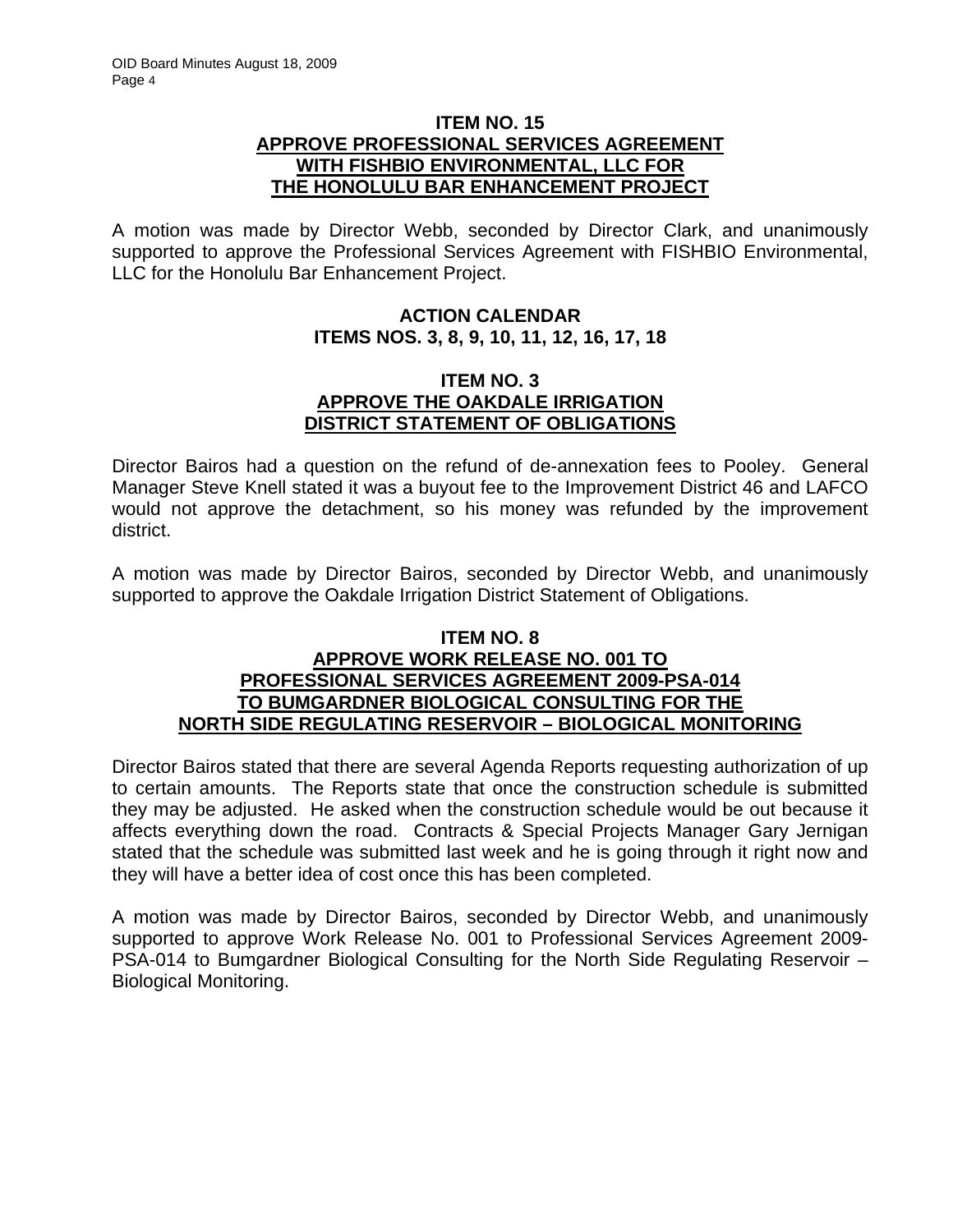### ITEM NO. 15
### APPROVE PROFESSIONAL SERVICES AGREEMENT WITH FISHBIO ENVIRONMENTAL, LLC FOR THE HONOLULU BAR ENHANCEMENT PROJECT

A motion was made by Director Webb, seconded by Director Clark, and unanimously supported to approve the Professional Services Agreement with FISHBIO Environmental, LLC for the Honolulu Bar Enhancement Project.

## ACTION CALENDAR
## ITEMS NOS. 3, 8, 9, 10, 11, 12, 16, 17, 18

### ITEM NO. 3
### APPROVE THE OAKDALE IRRIGATION DISTRICT STATEMENT OF OBLIGATIONS

Director Bairos had a question on the refund of de-annexation fees to Pooley. General Manager Steve Knell stated it was a buyout fee to the Improvement District 46 and LAFCO would not approve the detachment, so his money was refunded by the improvement district.

A motion was made by Director Bairos, seconded by Director Webb, and unanimously supported to approve the Oakdale Irrigation District Statement of Obligations.

### ITEM NO. 8
### APPROVE WORK RELEASE NO. 001 TO PROFESSIONAL SERVICES AGREEMENT 2009-PSA-014 TO BUMGARDNER BIOLOGICAL CONSULTING FOR THE NORTH SIDE REGULATING RESERVOIR – BIOLOGICAL MONITORING

Director Bairos stated that there are several Agenda Reports requesting authorization of up to certain amounts. The Reports state that once the construction schedule is submitted they may be adjusted. He asked when the construction schedule would be out because it affects everything down the road. Contracts & Special Projects Manager Gary Jernigan stated that the schedule was submitted last week and he is going through it right now and they will have a better idea of cost once this has been completed.

A motion was made by Director Bairos, seconded by Director Webb, and unanimously supported to approve Work Release No. 001 to Professional Services Agreement 2009-PSA-014 to Bumgardner Biological Consulting for the North Side Regulating Reservoir – Biological Monitoring.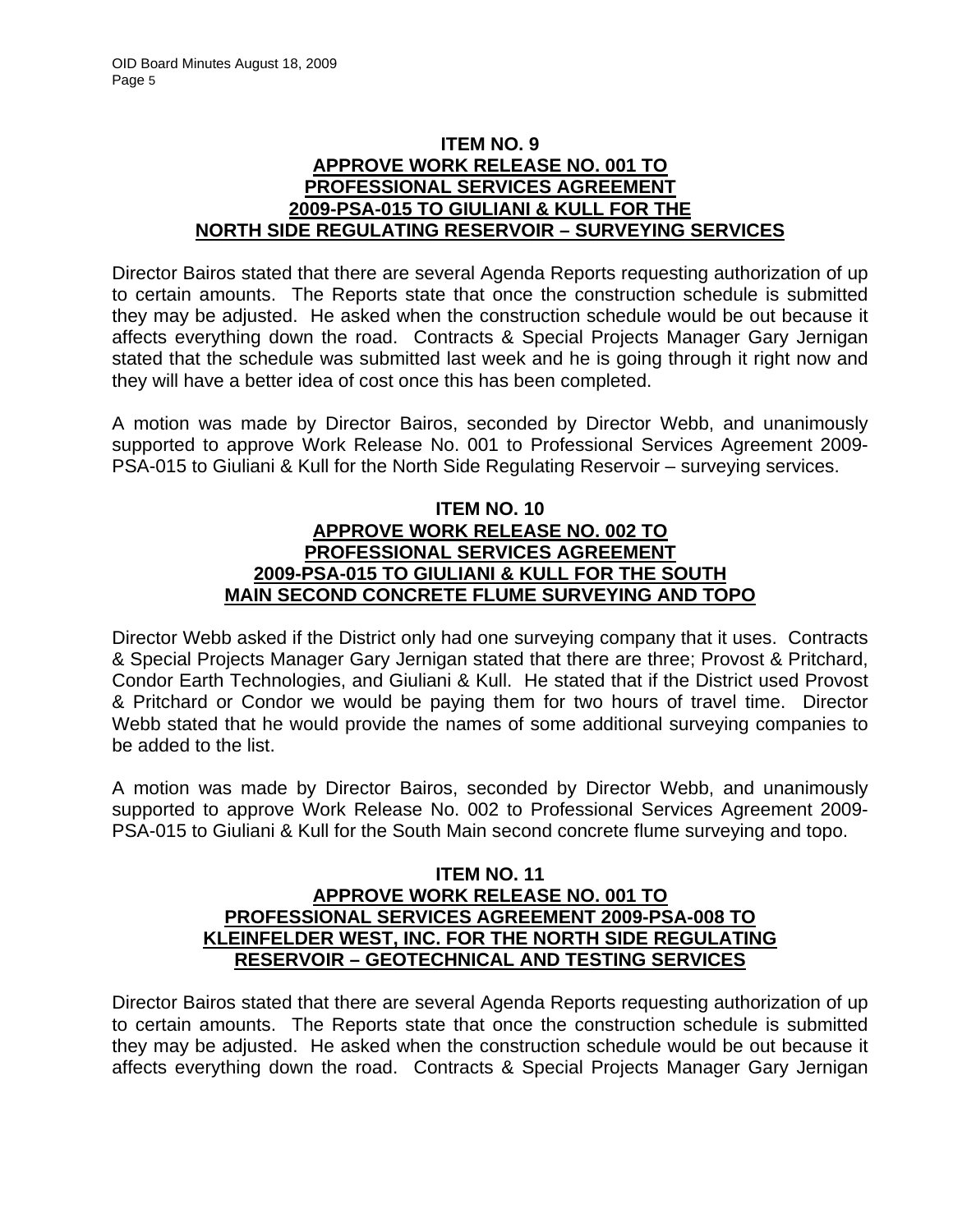### ITEM NO. 9
### APPROVE WORK RELEASE NO. 001 TO PROFESSIONAL SERVICES AGREEMENT 2009-PSA-015 TO GIULIANI & KULL FOR THE NORTH SIDE REGULATING RESERVOIR – SURVEYING SERVICES

Director Bairos stated that there are several Agenda Reports requesting authorization of up to certain amounts. The Reports state that once the construction schedule is submitted they may be adjusted. He asked when the construction schedule would be out because it affects everything down the road. Contracts & Special Projects Manager Gary Jernigan stated that the schedule was submitted last week and he is going through it right now and they will have a better idea of cost once this has been completed.

A motion was made by Director Bairos, seconded by Director Webb, and unanimously supported to approve Work Release No. 001 to Professional Services Agreement 2009-PSA-015 to Giuliani & Kull for the North Side Regulating Reservoir – surveying services.

### ITEM NO. 10
### APPROVE WORK RELEASE NO. 002 TO PROFESSIONAL SERVICES AGREEMENT 2009-PSA-015 TO GIULIANI & KULL FOR THE SOUTH MAIN SECOND CONCRETE FLUME SURVEYING AND TOPO

Director Webb asked if the District only had one surveying company that it uses. Contracts & Special Projects Manager Gary Jernigan stated that there are three; Provost & Pritchard, Condor Earth Technologies, and Giuliani & Kull. He stated that if the District used Provost & Pritchard or Condor we would be paying them for two hours of travel time. Director Webb stated that he would provide the names of some additional surveying companies to be added to the list.

A motion was made by Director Bairos, seconded by Director Webb, and unanimously supported to approve Work Release No. 002 to Professional Services Agreement 2009-PSA-015 to Giuliani & Kull for the South Main second concrete flume surveying and topo.

### ITEM NO. 11
### APPROVE WORK RELEASE NO. 001 TO PROFESSIONAL SERVICES AGREEMENT 2009-PSA-008 TO KLEINFELDER WEST, INC. FOR THE NORTH SIDE REGULATING RESERVOIR – GEOTECHNICAL AND TESTING SERVICES

Director Bairos stated that there are several Agenda Reports requesting authorization of up to certain amounts. The Reports state that once the construction schedule is submitted they may be adjusted. He asked when the construction schedule would be out because it affects everything down the road. Contracts & Special Projects Manager Gary Jernigan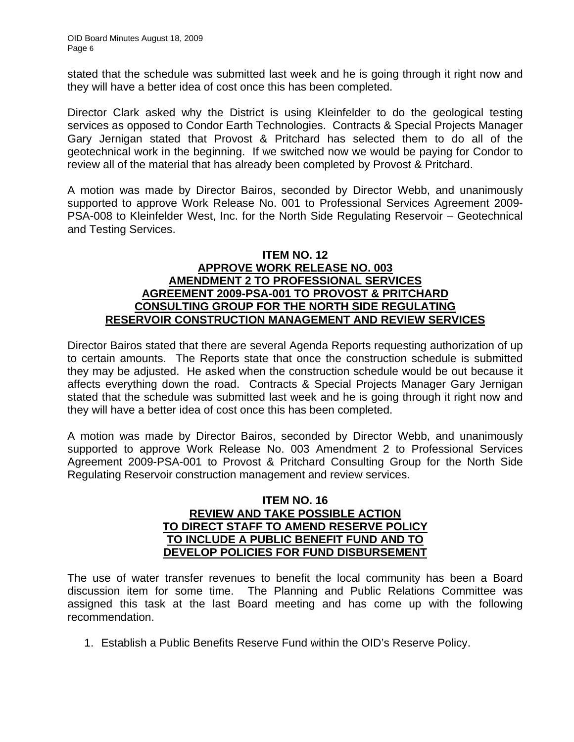stated that the schedule was submitted last week and he is going through it right now and they will have a better idea of cost once this has been completed.

Director Clark asked why the District is using Kleinfelder to do the geological testing services as opposed to Condor Earth Technologies. Contracts & Special Projects Manager Gary Jernigan stated that Provost & Pritchard has selected them to do all of the geotechnical work in the beginning. If we switched now we would be paying for Condor to review all of the material that has already been completed by Provost & Pritchard.

A motion was made by Director Bairos, seconded by Director Webb, and unanimously supported to approve Work Release No. 001 to Professional Services Agreement 2009-PSA-008 to Kleinfelder West, Inc. for the North Side Regulating Reservoir – Geotechnical and Testing Services.

**ITEM NO. 12**
**APPROVE WORK RELEASE NO. 003**
**AMENDMENT 2 TO PROFESSIONAL SERVICES**
**AGREEMENT 2009-PSA-001 TO PROVOST & PRITCHARD**
**CONSULTING GROUP FOR THE NORTH SIDE REGULATING**
**RESERVOIR CONSTRUCTION MANAGEMENT AND REVIEW SERVICES**

Director Bairos stated that there are several Agenda Reports requesting authorization of up to certain amounts. The Reports state that once the construction schedule is submitted they may be adjusted. He asked when the construction schedule would be out because it affects everything down the road. Contracts & Special Projects Manager Gary Jernigan stated that the schedule was submitted last week and he is going through it right now and they will have a better idea of cost once this has been completed.

A motion was made by Director Bairos, seconded by Director Webb, and unanimously supported to approve Work Release No. 003 Amendment 2 to Professional Services Agreement 2009-PSA-001 to Provost & Pritchard Consulting Group for the North Side Regulating Reservoir construction management and review services.

**ITEM NO. 16**
**REVIEW AND TAKE POSSIBLE ACTION**
**TO DIRECT STAFF TO AMEND RESERVE POLICY**
**TO INCLUDE A PUBLIC BENEFIT FUND AND TO**
**DEVELOP POLICIES FOR FUND DISBURSEMENT**

The use of water transfer revenues to benefit the local community has been a Board discussion item for some time. The Planning and Public Relations Committee was assigned this task at the last Board meeting and has come up with the following recommendation.

1. Establish a Public Benefits Reserve Fund within the OID's Reserve Policy.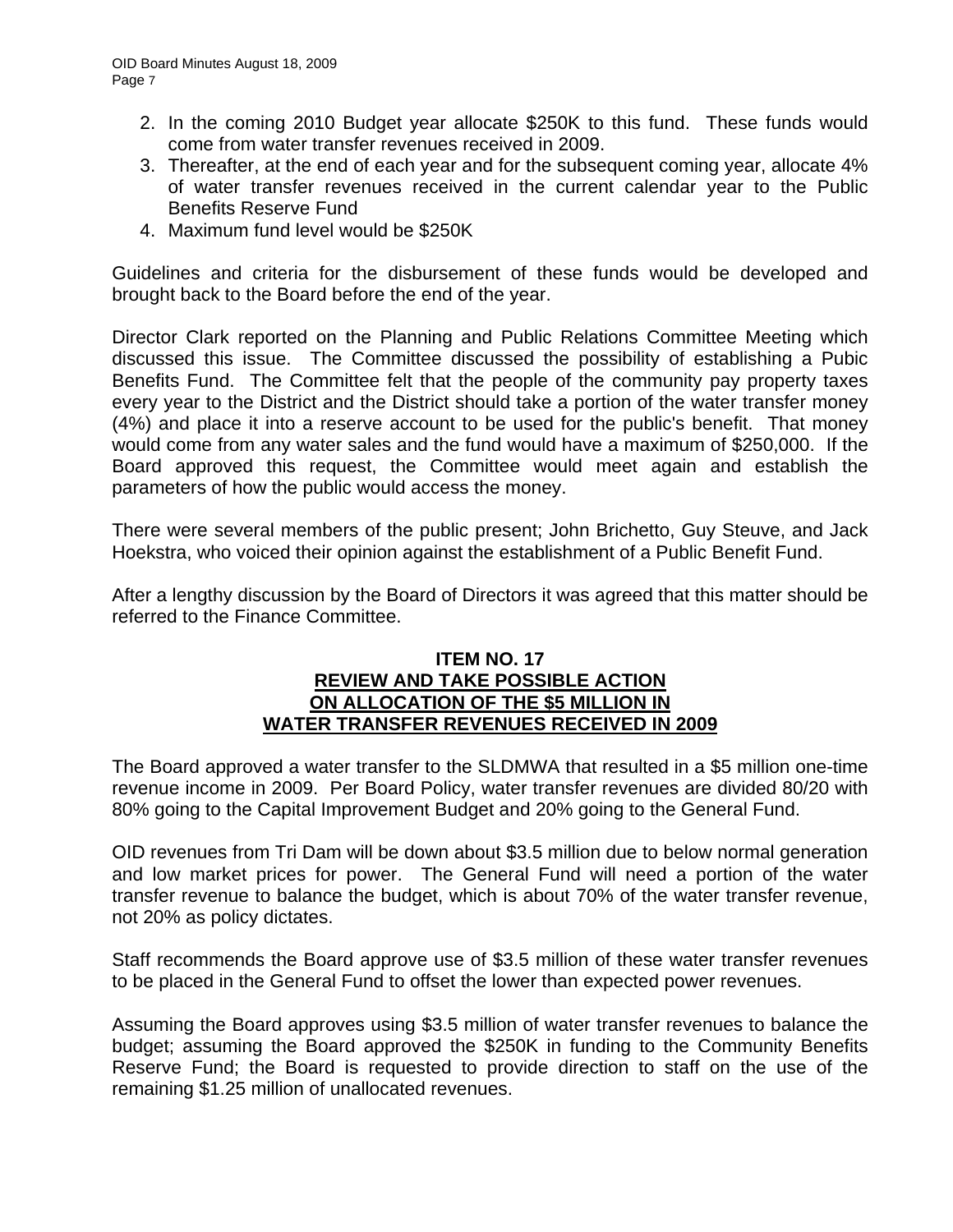2. In the coming 2010 Budget year allocate $250K to this fund. These funds would come from water transfer revenues received in 2009.
3. Thereafter, at the end of each year and for the subsequent coming year, allocate 4% of water transfer revenues received in the current calendar year to the Public Benefits Reserve Fund
4. Maximum fund level would be $250K

Guidelines and criteria for the disbursement of these funds would be developed and brought back to the Board before the end of the year.

Director Clark reported on the Planning and Public Relations Committee Meeting which discussed this issue. The Committee discussed the possibility of establishing a Pubic Benefits Fund. The Committee felt that the people of the community pay property taxes every year to the District and the District should take a portion of the water transfer money (4%) and place it into a reserve account to be used for the public's benefit. That money would come from any water sales and the fund would have a maximum of $250,000. If the Board approved this request, the Committee would meet again and establish the parameters of how the public would access the money.

There were several members of the public present; John Brichetto, Guy Steuve, and Jack Hoekstra, who voiced their opinion against the establishment of a Public Benefit Fund.

After a lengthy discussion by the Board of Directors it was agreed that this matter should be referred to the Finance Committee.

**ITEM NO. 17**
**REVIEW AND TAKE POSSIBLE ACTION ON ALLOCATION OF THE $5 MILLION IN WATER TRANSFER REVENUES RECEIVED IN 2009**

The Board approved a water transfer to the SLDMWA that resulted in a $5 million one-time revenue income in 2009. Per Board Policy, water transfer revenues are divided 80/20 with 80% going to the Capital Improvement Budget and 20% going to the General Fund.

OID revenues from Tri Dam will be down about $3.5 million due to below normal generation and low market prices for power. The General Fund will need a portion of the water transfer revenue to balance the budget, which is about 70% of the water transfer revenue, not 20% as policy dictates.

Staff recommends the Board approve use of $3.5 million of these water transfer revenues to be placed in the General Fund to offset the lower than expected power revenues.

Assuming the Board approves using $3.5 million of water transfer revenues to balance the budget; assuming the Board approved the $250K in funding to the Community Benefits Reserve Fund; the Board is requested to provide direction to staff on the use of the remaining $1.25 million of unallocated revenues.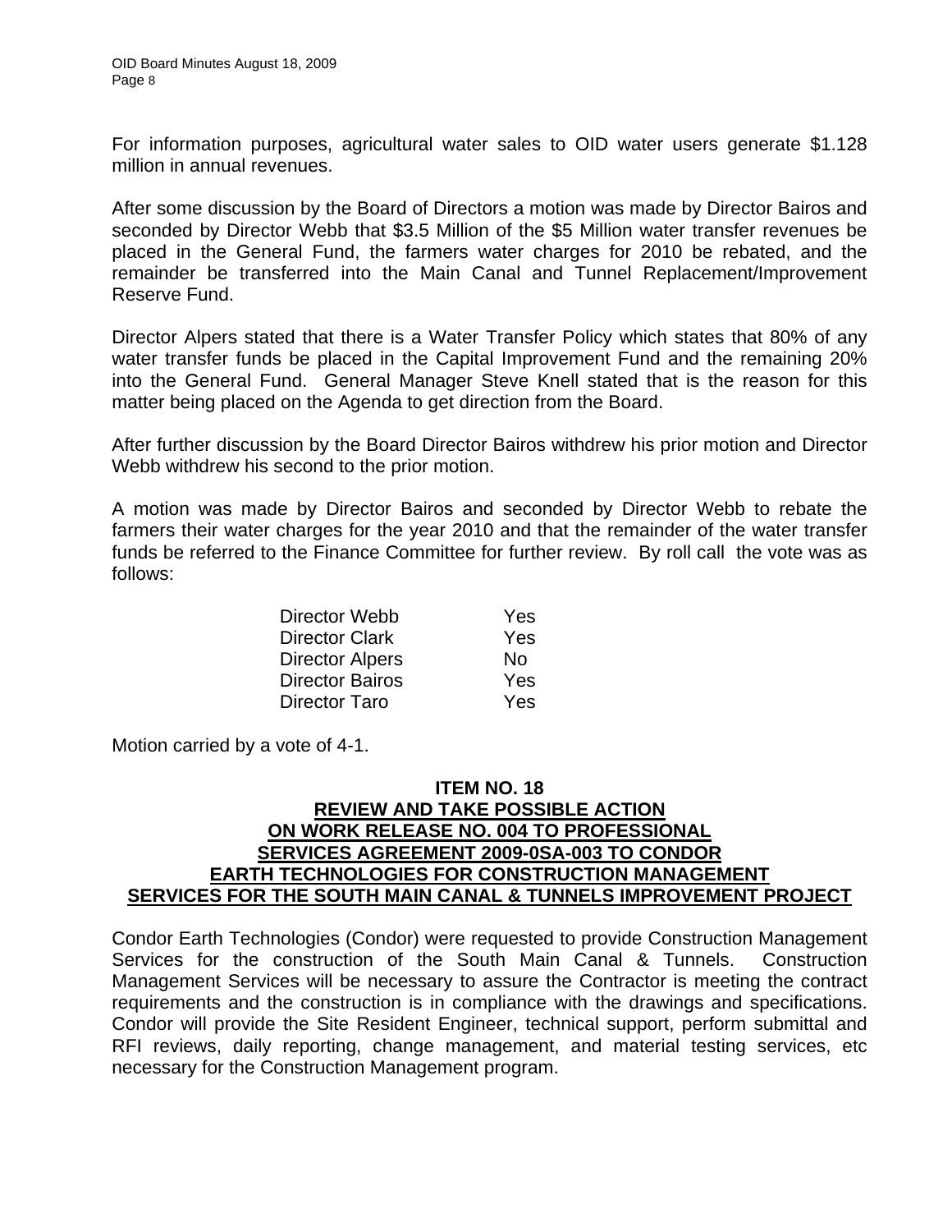For information purposes, agricultural water sales to OID water users generate $1.128 million in annual revenues.

After some discussion by the Board of Directors a motion was made by Director Bairos and seconded by Director Webb that $3.5 Million of the $5 Million water transfer revenues be placed in the General Fund, the farmers water charges for 2010 be rebated, and the remainder be transferred into the Main Canal and Tunnel Replacement/Improvement Reserve Fund.

Director Alpers stated that there is a Water Transfer Policy which states that 80% of any water transfer funds be placed in the Capital Improvement Fund and the remaining 20% into the General Fund. General Manager Steve Knell stated that is the reason for this matter being placed on the Agenda to get direction from the Board.

After further discussion by the Board Director Bairos withdrew his prior motion and Director Webb withdrew his second to the prior motion.

A motion was made by Director Bairos and seconded by Director Webb to rebate the farmers their water charges for the year 2010 and that the remainder of the water transfer funds be referred to the Finance Committee for further review. By roll call the vote was as follows:

| | |
|---|---|
| Director Webb | Yes |
| Director Clark | Yes |
| Director Alpers | No |
| Director Bairos | Yes |
| Director Taro | Yes |

Motion carried by a vote of 4-1.

## ITEM NO. 18
## REVIEW AND TAKE POSSIBLE ACTION ON WORK RELEASE NO. 004 TO PROFESSIONAL SERVICES AGREEMENT 2009-0SA-003 TO CONDOR EARTH TECHNOLOGIES FOR CONSTRUCTION MANAGEMENT SERVICES FOR THE SOUTH MAIN CANAL & TUNNELS IMPROVEMENT PROJECT

Condor Earth Technologies (Condor) were requested to provide Construction Management Services for the construction of the South Main Canal & Tunnels. Construction Management Services will be necessary to assure the Contractor is meeting the contract requirements and the construction is in compliance with the drawings and specifications. Condor will provide the Site Resident Engineer, technical support, perform submittal and RFI reviews, daily reporting, change management, and material testing services, etc necessary for the Construction Management program.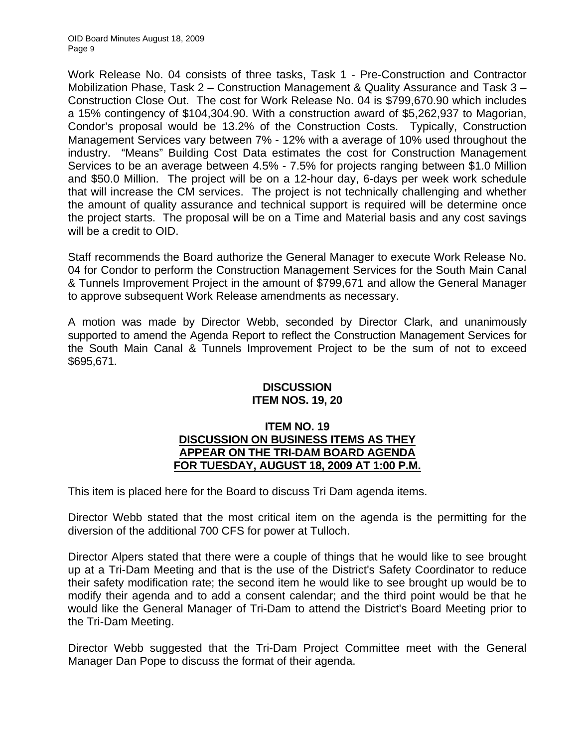Work Release No. 04 consists of three tasks, Task 1 - Pre-Construction and Contractor Mobilization Phase, Task 2 – Construction Management & Quality Assurance and Task 3 – Construction Close Out. The cost for Work Release No. 04 is $799,670.90 which includes a 15% contingency of $104,304.90. With a construction award of $5,262,937 to Magorian, Condor's proposal would be 13.2% of the Construction Costs. Typically, Construction Management Services vary between 7% - 12% with a average of 10% used throughout the industry. "Means" Building Cost Data estimates the cost for Construction Management Services to be an average between 4.5% - 7.5% for projects ranging between $1.0 Million and $50.0 Million. The project will be on a 12-hour day, 6-days per week work schedule that will increase the CM services. The project is not technically challenging and whether the amount of quality assurance and technical support is required will be determine once the project starts. The proposal will be on a Time and Material basis and any cost savings will be a credit to OID.

Staff recommends the Board authorize the General Manager to execute Work Release No. 04 for Condor to perform the Construction Management Services for the South Main Canal & Tunnels Improvement Project in the amount of $799,671 and allow the General Manager to approve subsequent Work Release amendments as necessary.

A motion was made by Director Webb, seconded by Director Clark, and unanimously supported to amend the Agenda Report to reflect the Construction Management Services for the South Main Canal & Tunnels Improvement Project to be the sum of not to exceed $695,671.

**DISCUSSION**
**ITEM NOS. 19, 20**

**ITEM NO. 19**
**DISCUSSION ON BUSINESS ITEMS AS THEY APPEAR ON THE TRI-DAM BOARD AGENDA FOR TUESDAY, AUGUST 18, 2009 AT 1:00 P.M.**

This item is placed here for the Board to discuss Tri Dam agenda items.

Director Webb stated that the most critical item on the agenda is the permitting for the diversion of the additional 700 CFS for power at Tulloch.

Director Alpers stated that there were a couple of things that he would like to see brought up at a Tri-Dam Meeting and that is the use of the District's Safety Coordinator to reduce their safety modification rate; the second item he would like to see brought up would be to modify their agenda and to add a consent calendar; and the third point would be that he would like the General Manager of Tri-Dam to attend the District's Board Meeting prior to the Tri-Dam Meeting.

Director Webb suggested that the Tri-Dam Project Committee meet with the General Manager Dan Pope to discuss the format of their agenda.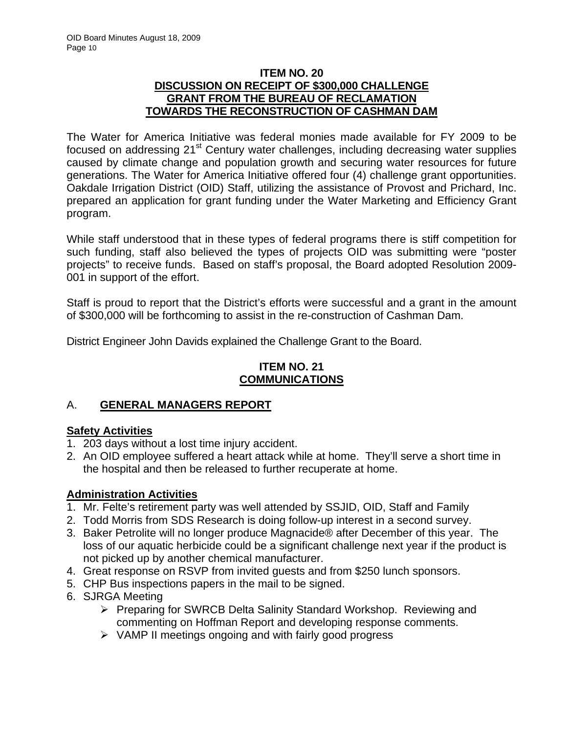## ITEM NO. 20
## DISCUSSION ON RECEIPT OF $300,000 CHALLENGE GRANT FROM THE BUREAU OF RECLAMATION TOWARDS THE RECONSTRUCTION OF CASHMAN DAM

The Water for America Initiative was federal monies made available for FY 2009 to be focused on addressing 21st Century water challenges, including decreasing water supplies caused by climate change and population growth and securing water resources for future generations. The Water for America Initiative offered four (4) challenge grant opportunities. Oakdale Irrigation District (OID) Staff, utilizing the assistance of Provost and Prichard, Inc. prepared an application for grant funding under the Water Marketing and Efficiency Grant program.

While staff understood that in these types of federal programs there is stiff competition for such funding, staff also believed the types of projects OID was submitting were "poster projects" to receive funds. Based on staff's proposal, the Board adopted Resolution 2009-001 in support of the effort.

Staff is proud to report that the District's efforts were successful and a grant in the amount of $300,000 will be forthcoming to assist in the re-construction of Cashman Dam.

District Engineer John Davids explained the Challenge Grant to the Board.

## ITEM NO. 21
## COMMUNICATIONS

### A. GENERAL MANAGERS REPORT

**Safety Activities**

1. 203 days without a lost time injury accident.
2. An OID employee suffered a heart attack while at home. They'll serve a short time in the hospital and then be released to further recuperate at home.

**Administration Activities**

1. Mr. Felte's retirement party was well attended by SSJID, OID, Staff and Family
2. Todd Morris from SDS Research is doing follow-up interest in a second survey.
3. Baker Petrolite will no longer produce Magnacide® after December of this year. The loss of our aquatic herbicide could be a significant challenge next year if the product is not picked up by another chemical manufacturer.
4. Great response on RSVP from invited guests and from $250 lunch sponsors.
5. CHP Bus inspections papers in the mail to be signed.
6. SJRGA Meeting
   - Preparing for SWRCB Delta Salinity Standard Workshop. Reviewing and commenting on Hoffman Report and developing response comments.
   - VAMP II meetings ongoing and with fairly good progress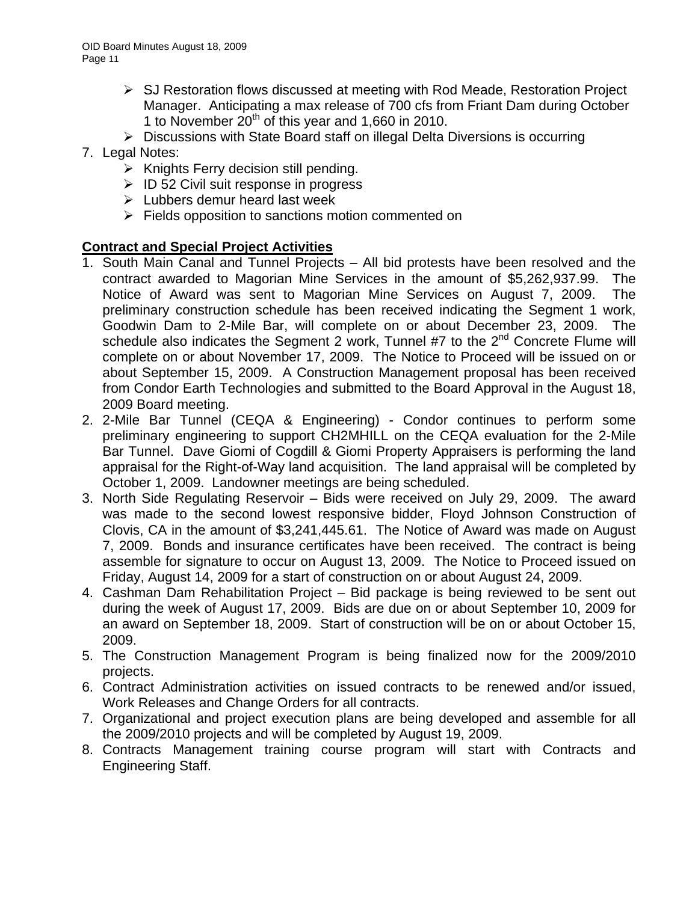- SJ Restoration flows discussed at meeting with Rod Meade, Restoration Project Manager. Anticipating a max release of 700 cfs from Friant Dam during October 1 to November 20th of this year and 1,660 in 2010.
- Discussions with State Board staff on illegal Delta Diversions is occurring

7. Legal Notes:
   - Knights Ferry decision still pending.
   - ID 52 Civil suit response in progress
   - Lubbers demur heard last week
   - Fields opposition to sanctions motion commented on

**Contract and Special Project Activities**

1. South Main Canal and Tunnel Projects – All bid protests have been resolved and the contract awarded to Magorian Mine Services in the amount of $5,262,937.99. The Notice of Award was sent to Magorian Mine Services on August 7, 2009. The preliminary construction schedule has been received indicating the Segment 1 work, Goodwin Dam to 2-Mile Bar, will complete on or about December 23, 2009. The schedule also indicates the Segment 2 work, Tunnel #7 to the 2nd Concrete Flume will complete on or about November 17, 2009. The Notice to Proceed will be issued on or about September 15, 2009. A Construction Management proposal has been received from Condor Earth Technologies and submitted to the Board Approval in the August 18, 2009 Board meeting.
2. 2-Mile Bar Tunnel (CEQA & Engineering) - Condor continues to perform some preliminary engineering to support CH2MHILL on the CEQA evaluation for the 2-Mile Bar Tunnel. Dave Giomi of Cogdill & Giomi Property Appraisers is performing the land appraisal for the Right-of-Way land acquisition. The land appraisal will be completed by October 1, 2009. Landowner meetings are being scheduled.
3. North Side Regulating Reservoir – Bids were received on July 29, 2009. The award was made to the second lowest responsive bidder, Floyd Johnson Construction of Clovis, CA in the amount of $3,241,445.61. The Notice of Award was made on August 7, 2009. Bonds and insurance certificates have been received. The contract is being assemble for signature to occur on August 13, 2009. The Notice to Proceed issued on Friday, August 14, 2009 for a start of construction on or about August 24, 2009.
4. Cashman Dam Rehabilitation Project – Bid package is being reviewed to be sent out during the week of August 17, 2009. Bids are due on or about September 10, 2009 for an award on September 18, 2009. Start of construction will be on or about October 15, 2009.
5. The Construction Management Program is being finalized now for the 2009/2010 projects.
6. Contract Administration activities on issued contracts to be renewed and/or issued, Work Releases and Change Orders for all contracts.
7. Organizational and project execution plans are being developed and assemble for all the 2009/2010 projects and will be completed by August 19, 2009.
8. Contracts Management training course program will start with Contracts and Engineering Staff.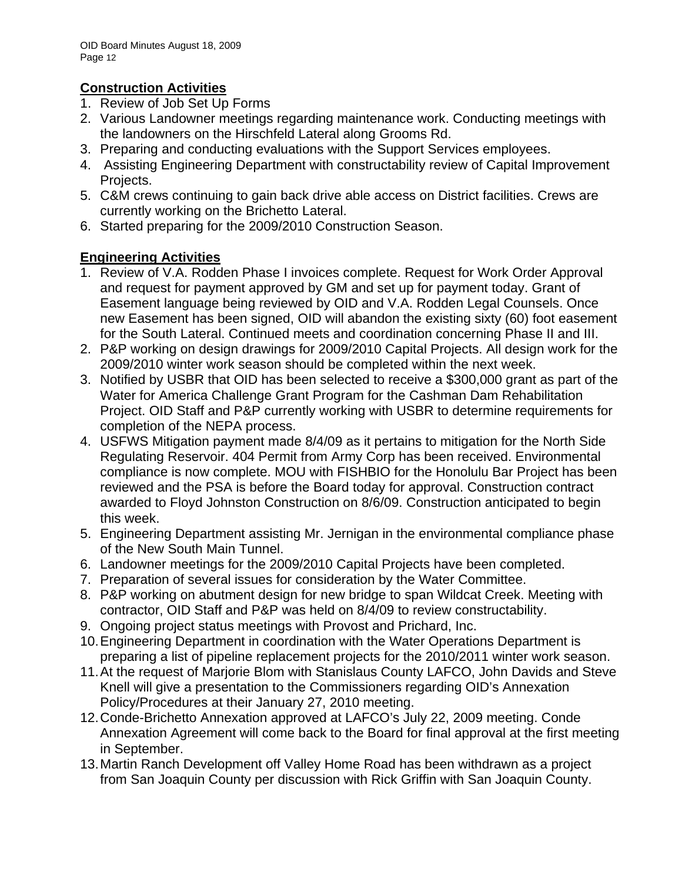**Construction Activities**

1. Review of Job Set Up Forms
2. Various Landowner meetings regarding maintenance work. Conducting meetings with the landowners on the Hirschfeld Lateral along Grooms Rd.
3. Preparing and conducting evaluations with the Support Services employees.
4. Assisting Engineering Department with constructability review of Capital Improvement Projects.
5. C&M crews continuing to gain back drive able access on District facilities. Crews are currently working on the Brichetto Lateral.
6. Started preparing for the 2009/2010 Construction Season.

**Engineering Activities**

1. Review of V.A. Rodden Phase I invoices complete. Request for Work Order Approval and request for payment approved by GM and set up for payment today. Grant of Easement language being reviewed by OID and V.A. Rodden Legal Counsels. Once new Easement has been signed, OID will abandon the existing sixty (60) foot easement for the South Lateral. Continued meets and coordination concerning Phase II and III.
2. P&P working on design drawings for 2009/2010 Capital Projects. All design work for the 2009/2010 winter work season should be completed within the next week.
3. Notified by USBR that OID has been selected to receive a $300,000 grant as part of the Water for America Challenge Grant Program for the Cashman Dam Rehabilitation Project. OID Staff and P&P currently working with USBR to determine requirements for completion of the NEPA process.
4. USFWS Mitigation payment made 8/4/09 as it pertains to mitigation for the North Side Regulating Reservoir. 404 Permit from Army Corp has been received. Environmental compliance is now complete. MOU with FISHBIO for the Honolulu Bar Project has been reviewed and the PSA is before the Board today for approval. Construction contract awarded to Floyd Johnston Construction on 8/6/09. Construction anticipated to begin this week.
5. Engineering Department assisting Mr. Jernigan in the environmental compliance phase of the New South Main Tunnel.
6. Landowner meetings for the 2009/2010 Capital Projects have been completed.
7. Preparation of several issues for consideration by the Water Committee.
8. P&P working on abutment design for new bridge to span Wildcat Creek. Meeting with contractor, OID Staff and P&P was held on 8/4/09 to review constructability.
9. Ongoing project status meetings with Provost and Prichard, Inc.
10. Engineering Department in coordination with the Water Operations Department is preparing a list of pipeline replacement projects for the 2010/2011 winter work season.
11. At the request of Marjorie Blom with Stanislaus County LAFCO, John Davids and Steve Knell will give a presentation to the Commissioners regarding OID's Annexation Policy/Procedures at their January 27, 2010 meeting.
12. Conde-Brichetto Annexation approved at LAFCO's July 22, 2009 meeting. Conde Annexation Agreement will come back to the Board for final approval at the first meeting in September.
13. Martin Ranch Development off Valley Home Road has been withdrawn as a project from San Joaquin County per discussion with Rick Griffin with San Joaquin County.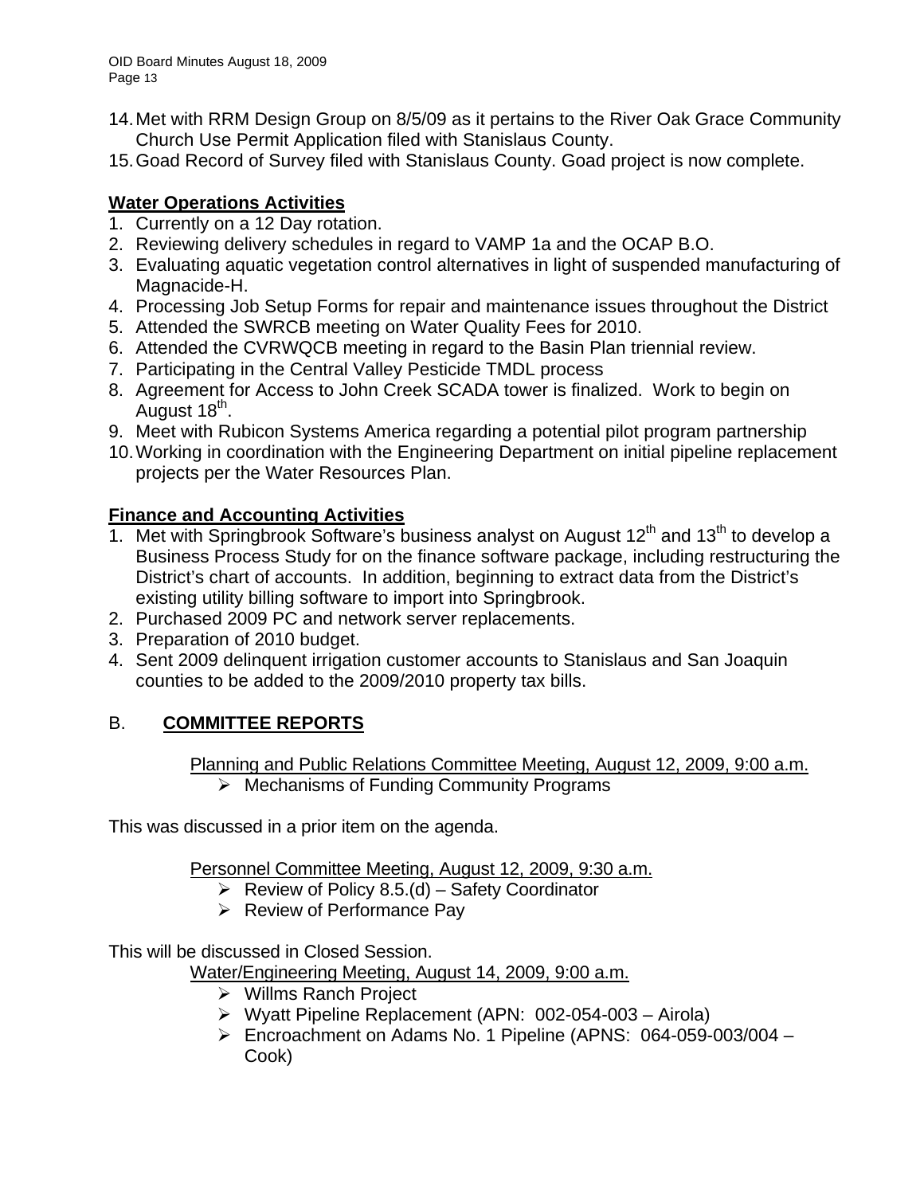14. Met with RRM Design Group on 8/5/09 as it pertains to the River Oak Grace Community Church Use Permit Application filed with Stanislaus County.
15. Goad Record of Survey filed with Stanislaus County. Goad project is now complete.

**Water Operations Activities**

1. Currently on a 12 Day rotation.
2. Reviewing delivery schedules in regard to VAMP 1a and the OCAP B.O.
3. Evaluating aquatic vegetation control alternatives in light of suspended manufacturing of Magnacide-H.
4. Processing Job Setup Forms for repair and maintenance issues throughout the District
5. Attended the SWRCB meeting on Water Quality Fees for 2010.
6. Attended the CVRWQCB meeting in regard to the Basin Plan triennial review.
7. Participating in the Central Valley Pesticide TMDL process
8. Agreement for Access to John Creek SCADA tower is finalized. Work to begin on August 18th.
9. Meet with Rubicon Systems America regarding a potential pilot program partnership
10. Working in coordination with the Engineering Department on initial pipeline replacement projects per the Water Resources Plan.

**Finance and Accounting Activities**

1. Met with Springbrook Software's business analyst on August 12th and 13th to develop a Business Process Study for on the finance software package, including restructuring the District's chart of accounts. In addition, beginning to extract data from the District's existing utility billing software to import into Springbrook.
2. Purchased 2009 PC and network server replacements.
3. Preparation of 2010 budget.
4. Sent 2009 delinquent irrigation customer accounts to Stanislaus and San Joaquin counties to be added to the 2009/2010 property tax bills.

## B. COMMITTEE REPORTS

Planning and Public Relations Committee Meeting, August 12, 2009, 9:00 a.m.

- Mechanisms of Funding Community Programs

This was discussed in a prior item on the agenda.

Personnel Committee Meeting, August 12, 2009, 9:30 a.m.

- Review of Policy 8.5.(d) – Safety Coordinator
- Review of Performance Pay

This will be discussed in Closed Session.

Water/Engineering Meeting, August 14, 2009, 9:00 a.m.

- Willms Ranch Project
- Wyatt Pipeline Replacement (APN: 002-054-003 – Airola)
- Encroachment on Adams No. 1 Pipeline (APNS: 064-059-003/004 – Cook)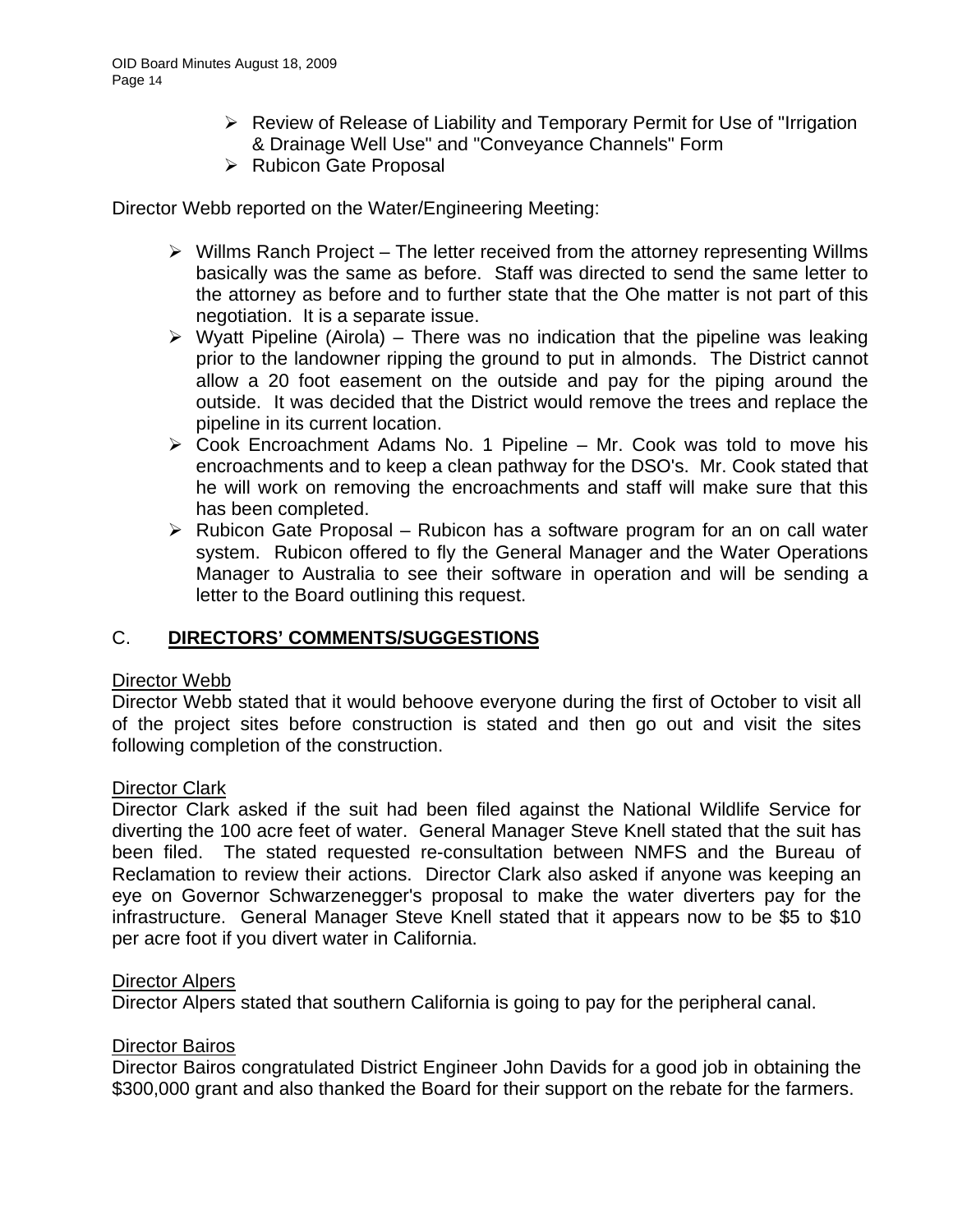- Review of Release of Liability and Temporary Permit for Use of "Irrigation & Drainage Well Use" and "Conveyance Channels" Form
- Rubicon Gate Proposal

Director Webb reported on the Water/Engineering Meeting:

- Willms Ranch Project – The letter received from the attorney representing Willms basically was the same as before. Staff was directed to send the same letter to the attorney as before and to further state that the Ohe matter is not part of this negotiation. It is a separate issue.
- Wyatt Pipeline (Airola) – There was no indication that the pipeline was leaking prior to the landowner ripping the ground to put in almonds. The District cannot allow a 20 foot easement on the outside and pay for the piping around the outside. It was decided that the District would remove the trees and replace the pipeline in its current location.
- Cook Encroachment Adams No. 1 Pipeline – Mr. Cook was told to move his encroachments and to keep a clean pathway for the DSO's. Mr. Cook stated that he will work on removing the encroachments and staff will make sure that this has been completed.
- Rubicon Gate Proposal – Rubicon has a software program for an on call water system. Rubicon offered to fly the General Manager and the Water Operations Manager to Australia to see their software in operation and will be sending a letter to the Board outlining this request.

## C. **DIRECTORS' COMMENTS/SUGGESTIONS**

Director Webb

Director Webb stated that it would behoove everyone during the first of October to visit all of the project sites before construction is stated and then go out and visit the sites following completion of the construction.

Director Clark

Director Clark asked if the suit had been filed against the National Wildlife Service for diverting the 100 acre feet of water. General Manager Steve Knell stated that the suit has been filed. The stated requested re-consultation between NMFS and the Bureau of Reclamation to review their actions. Director Clark also asked if anyone was keeping an eye on Governor Schwarzenegger's proposal to make the water diverters pay for the infrastructure. General Manager Steve Knell stated that it appears now to be $5 to $10 per acre foot if you divert water in California.

Director Alpers

Director Alpers stated that southern California is going to pay for the peripheral canal.

Director Bairos

Director Bairos congratulated District Engineer John Davids for a good job in obtaining the $300,000 grant and also thanked the Board for their support on the rebate for the farmers.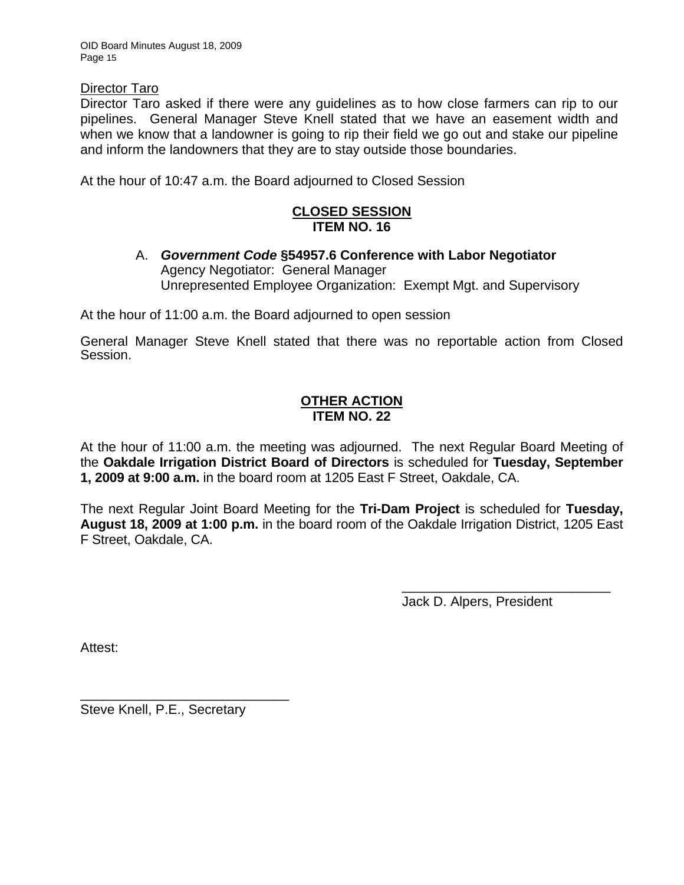Director Taro

Director Taro asked if there were any guidelines as to how close farmers can rip to our pipelines. General Manager Steve Knell stated that we have an easement width and when we know that a landowner is going to rip their field we go out and stake our pipeline and inform the landowners that they are to stay outside those boundaries.

At the hour of 10:47 a.m. the Board adjourned to Closed Session

## CLOSED SESSION
## ITEM NO. 16

A. ***Government Code* §54957.6 Conference with Labor Negotiator**
   Agency Negotiator: General Manager
   Unrepresented Employee Organization: Exempt Mgt. and Supervisory

At the hour of 11:00 a.m. the Board adjourned to open session

General Manager Steve Knell stated that there was no reportable action from Closed Session.

## OTHER ACTION
## ITEM NO. 22

At the hour of 11:00 a.m. the meeting was adjourned. The next Regular Board Meeting of the **Oakdale Irrigation District Board of Directors** is scheduled for **Tuesday, September 1, 2009 at 9:00 a.m.** in the board room at 1205 East F Street, Oakdale, CA.

The next Regular Joint Board Meeting for the **Tri-Dam Project** is scheduled for **Tuesday, August 18, 2009 at 1:00 p.m.** in the board room of the Oakdale Irrigation District, 1205 East F Street, Oakdale, CA.

____________________________
Jack D. Alpers, President

Attest:

____________________________
Steve Knell, P.E., Secretary